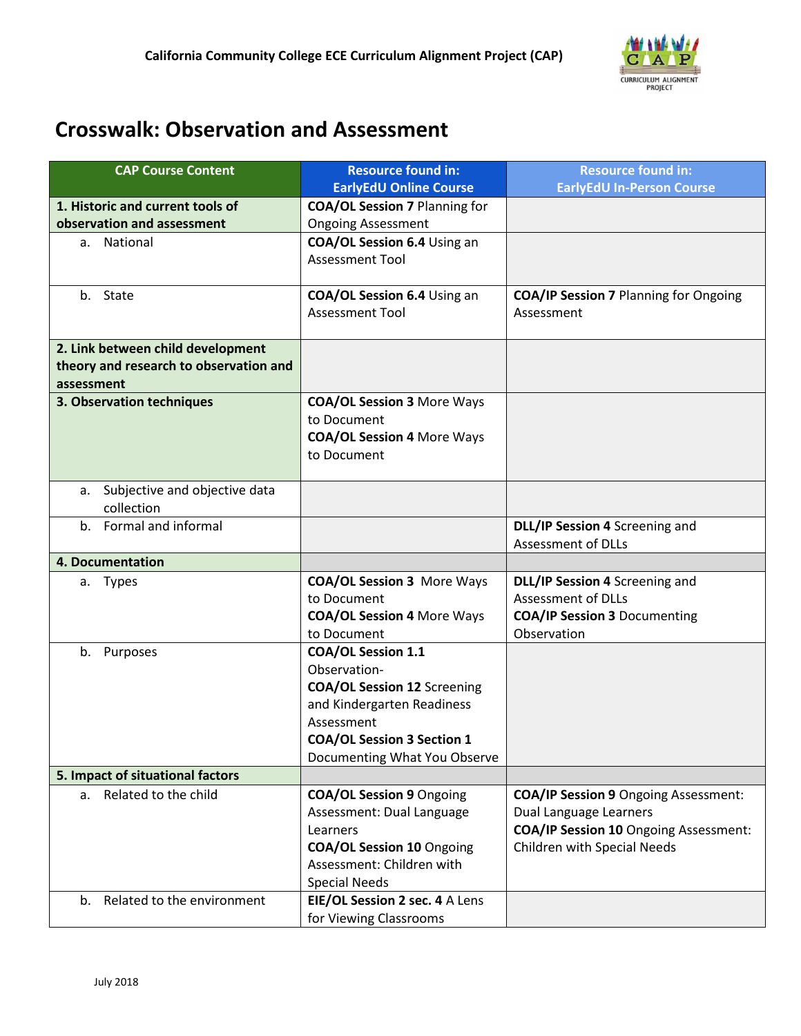California Community College ECE Curriculum Alignment Project (CAP)

# Crosswalk: Observation and Assessment

| CAP Course Content | Resource found in: EarlyEdU Online Course | Resource found in: EarlyEdU In-Person Course |
|---|---|---|
| **1. Historic and current tools of observation and assessment** | **COA/OL Session 7** Planning for Ongoing Assessment | |
| a. National | **COA/OL Session 6.4** Using an Assessment Tool | |
| b. State | **COA/OL Session 6.4** Using an Assessment Tool | **COA/IP Session 7** Planning for Ongoing Assessment |
| **2. Link between child development theory and research to observation and assessment** | | |
| **3. Observation techniques** | **COA/OL Session 3** More Ways to Document<br>**COA/OL Session 4** More Ways to Document | |
| a. Subjective and objective data collection | | |
| b. Formal and informal | | **DLL/IP Session 4** Screening and Assessment of DLLs |
| **4. Documentation** | | |
| a. Types | **COA/OL Session 3** More Ways to Document<br>**COA/OL Session 4** More Ways to Document | **DLL/IP Session 4** Screening and Assessment of DLLs<br>**COA/IP Session 3** Documenting Observation |
| b. Purposes | **COA/OL Session 1.1** Observation-<br>**COA/OL Session 12** Screening and Kindergarten Readiness Assessment<br>**COA/OL Session 3 Section 1** Documenting What You Observe | |
| **5. Impact of situational factors** | | |
| a. Related to the child | **COA/OL Session 9** Ongoing Assessment: Dual Language Learners<br>**COA/OL Session 10** Ongoing Assessment: Children with Special Needs | **COA/IP Session 9** Ongoing Assessment: Dual Language Learners<br>**COA/IP Session 10** Ongoing Assessment: Children with Special Needs |
| b. Related to the environment | **EIE/OL Session 2 sec. 4** A Lens for Viewing Classrooms | |

July 2018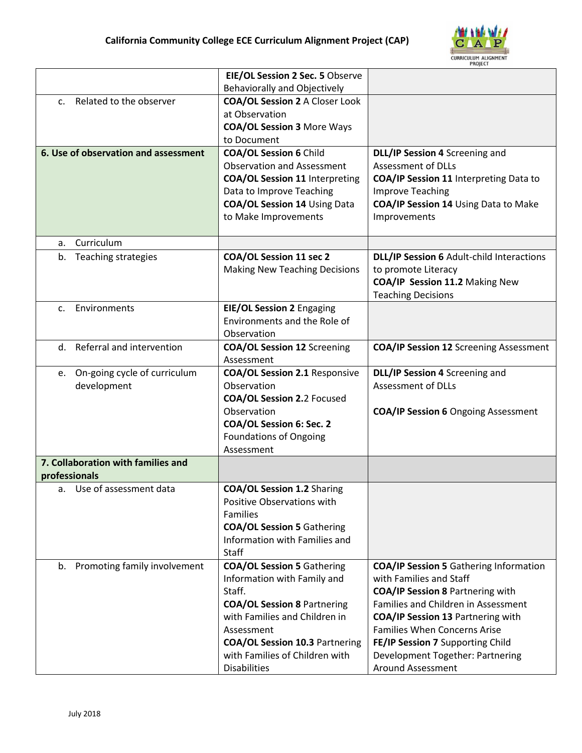| | | |
|---|---|---|
| | **EIE/OL Session 2 Sec. 5** Observe Behaviorally and Objectively | |
| c. Related to the observer | **COA/OL Session 2** A Closer Look at Observation<br>**COA/OL Session 3** More Ways to Document | |
| **6. Use of observation and assessment** | **COA/OL Session 6** Child Observation and Assessment<br>**COA/OL Session 11** Interpreting Data to Improve Teaching<br>**COA/OL Session 14** Using Data to Make Improvements | **DLL/IP Session 4** Screening and Assessment of DLLs<br>**COA/IP Session 11** Interpreting Data to Improve Teaching<br>**COA/IP Session 14** Using Data to Make Improvements |
| a. Curriculum | | |
| b. Teaching strategies | **COA/OL Session 11 sec 2** Making New Teaching Decisions | **DLL/IP Session 6** Adult-child Interactions to promote Literacy<br>**COA/IP Session 11.2** Making New Teaching Decisions |
| c. Environments | **EIE/OL Session 2** Engaging Environments and the Role of Observation | |
| d. Referral and intervention | **COA/OL Session 12** Screening Assessment | **COA/IP Session 12** Screening Assessment |
| e. On-going cycle of curriculum development | **COA/OL Session 2.1** Responsive Observation<br>**COA/OL Session 2.**2 Focused Observation<br>**COA/OL Session 6: Sec. 2** Foundations of Ongoing Assessment | **DLL/IP Session 4** Screening and Assessment of DLLs<br><br>**COA/IP Session 6** Ongoing Assessment |
| **7. Collaboration with families and professionals** | | |
| a. Use of assessment data | **COA/OL Session 1.2** Sharing Positive Observations with Families<br>**COA/OL Session 5** Gathering Information with Families and Staff | |
| b. Promoting family involvement | **COA/OL Session 5** Gathering Information with Family and Staff.<br>**COA/OL Session 8** Partnering with Families and Children in Assessment<br>**COA/OL Session 10.3** Partnering with Families of Children with Disabilities | **COA/IP Session 5** Gathering Information with Families and Staff<br>**COA/IP Session 8** Partnering with Families and Children in Assessment<br>**COA/IP Session 13** Partnering with Families When Concerns Arise<br>**FE/IP Session 7** Supporting Child Development Together: Partnering Around Assessment |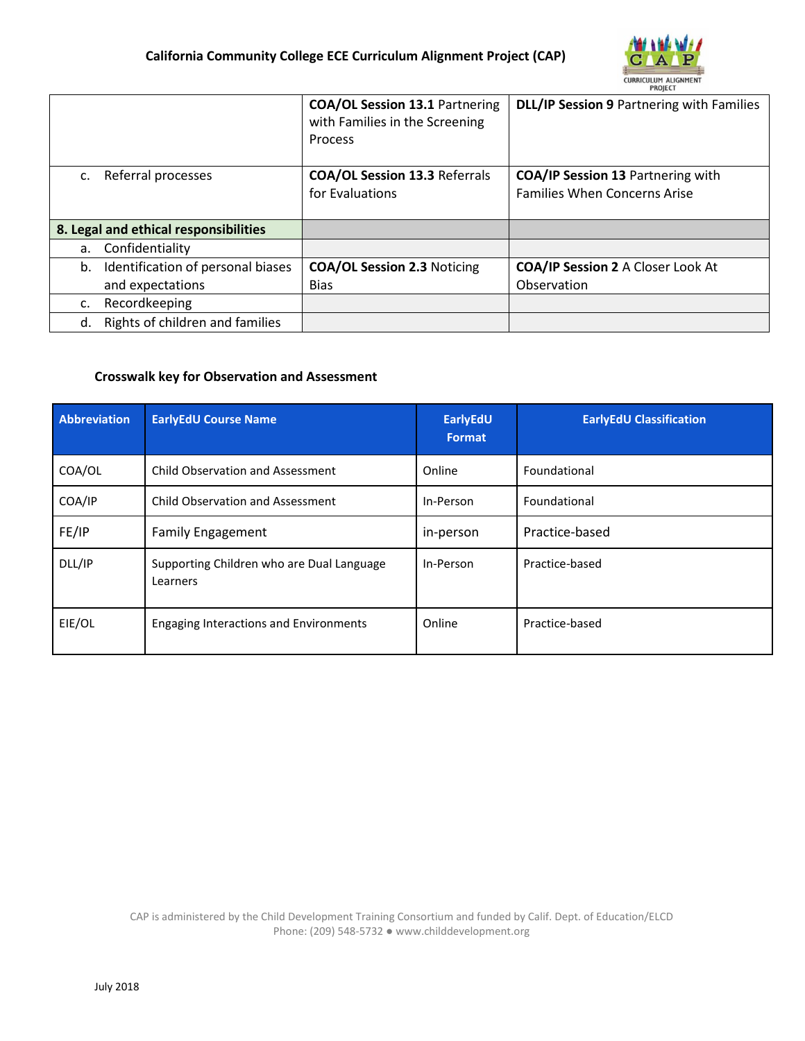| | | |
|---|---|---|
| | **COA/OL Session 13.1** Partnering with Families in the Screening Process | **DLL/IP Session 9** Partnering with Families |
| c. Referral processes | **COA/OL Session 13.3** Referrals for Evaluations | **COA/IP Session 13** Partnering with Families When Concerns Arise |
| **8. Legal and ethical responsibilities** | | |
| a. Confidentiality | | |
| b. Identification of personal biases and expectations | **COA/OL Session 2.3** Noticing Bias | **COA/IP Session 2** A Closer Look At Observation |
| c. Recordkeeping | | |
| d. Rights of children and families | | |

**Crosswalk key for Observation and Assessment**

| Abbreviation | EarlyEdU Course Name | EarlyEdU Format | EarlyEdU Classification |
|---|---|---|---|
| COA/OL | Child Observation and Assessment | Online | Foundational |
| COA/IP | Child Observation and Assessment | In-Person | Foundational |
| FE/IP | Family Engagement | in-person | Practice-based |
| DLL/IP | Supporting Children who are Dual Language Learners | In-Person | Practice-based |
| EIE/OL | Engaging Interactions and Environments | Online | Practice-based |